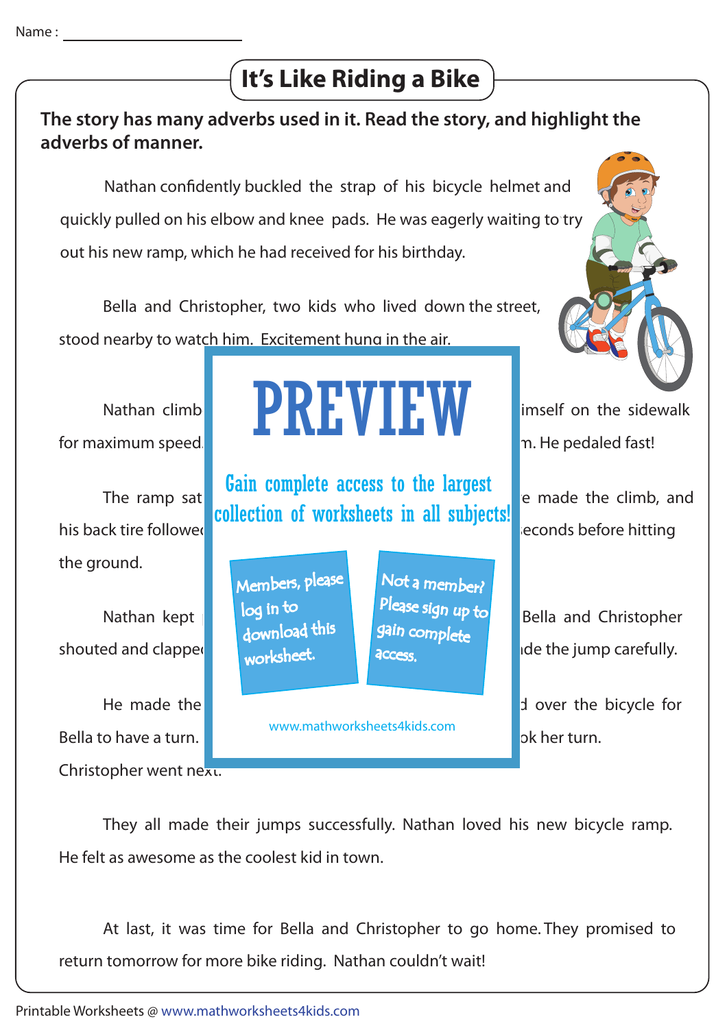Name : ____________________

# It's Like Riding a Bike

**The story has many adverbs used in it. Read the story, and highlight the adverbs of manner.**

Nathan confidently buckled the strap of his bicycle helmet and quickly pulled on his elbow and knee pads. He was eagerly waiting to try out his new ramp, which he had received for his birthday.

Bella and Christopher, two kids who lived down the street, stood nearby to watch him. Excitement hung in the air.

Nathan climb imself on the sidewalk for maximum speed. m. He pedaled fast!

The ramp sat e made the climb, and his back tire followe econds before hitting the ground.

Nathan kept Bella and Christopher shouted and clappe de the jump carefully.

He made the d over the bicycle for Bella to have a turn. ok her turn. Christopher went next.

PREVIEW

Gain complete access to the largest collection of worksheets in all subjects!

Members, please log in to download this worksheet.

Not a member? Please sign up to gain complete access.

www.mathworksheets4kids.com

They all made their jumps successfully. Nathan loved his new bicycle ramp. He felt as awesome as the coolest kid in town.

At last, it was time for Bella and Christopher to go home. They promised to return tomorrow for more bike riding. Nathan couldn't wait!

Printable Worksheets @ www.mathworksheets4kids.com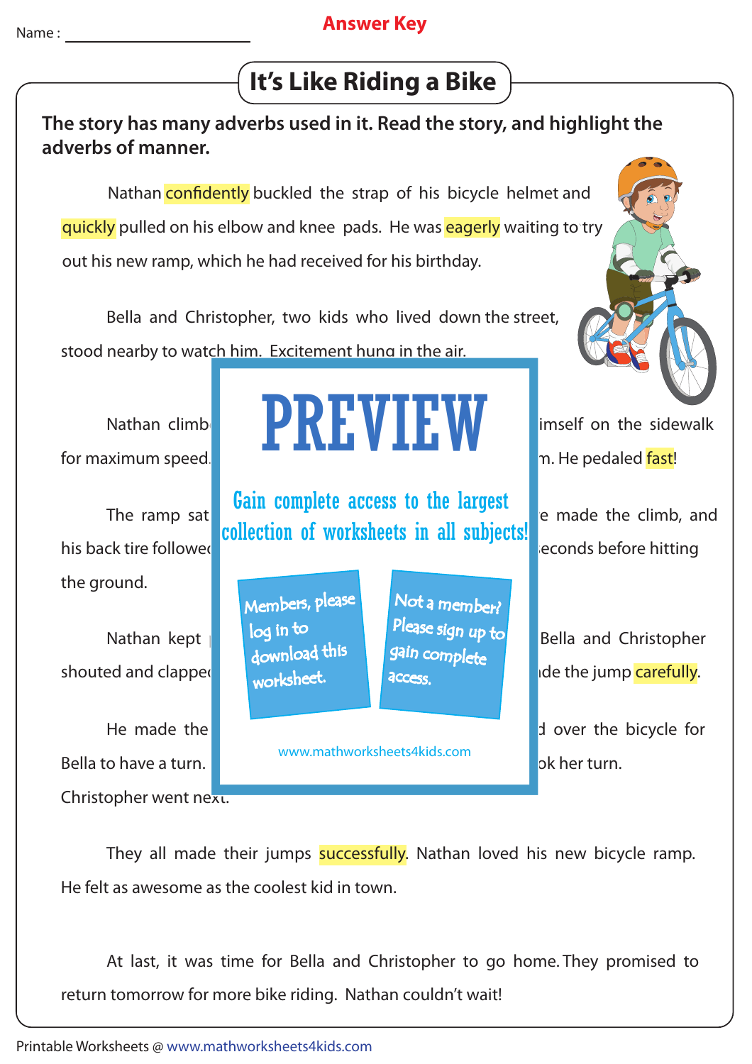Name :

Answer Key

# It's Like Riding a Bike

**The story has many adverbs used in it. Read the story, and highlight the adverbs of manner.**

Nathan confidently buckled the strap of his bicycle helmet and quickly pulled on his elbow and knee pads. He was eagerly waiting to try out his new ramp, which he had received for his birthday.

Bella and Christopher, two kids who lived down the street, stood nearby to watch him. Excitement hung in the air.

Nathan climb imself on the sidewalk for maximum speed. m. He pedaled fast!

The ramp sat e made the climb, and his back tire followe econds before hitting the ground.

Nathan kept Bella and Christopher shouted and clappe de the jump carefully.

He made the d over the bicycle for Bella to have a turn. ok her turn. Christopher went next.

They all made their jumps successfully. Nathan loved his new bicycle ramp. He felt as awesome as the coolest kid in town.

At last, it was time for Bella and Christopher to go home. They promised to return tomorrow for more bike riding. Nathan couldn't wait!